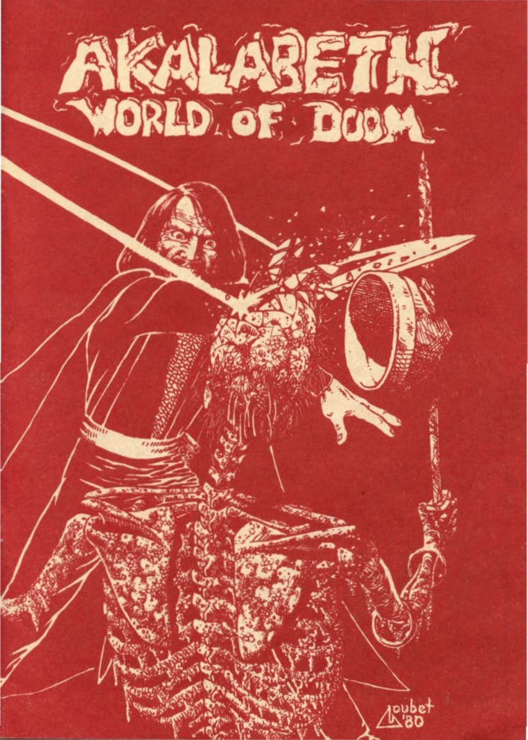# AKALABETH

## WORLD OF DOOM

Loubet '80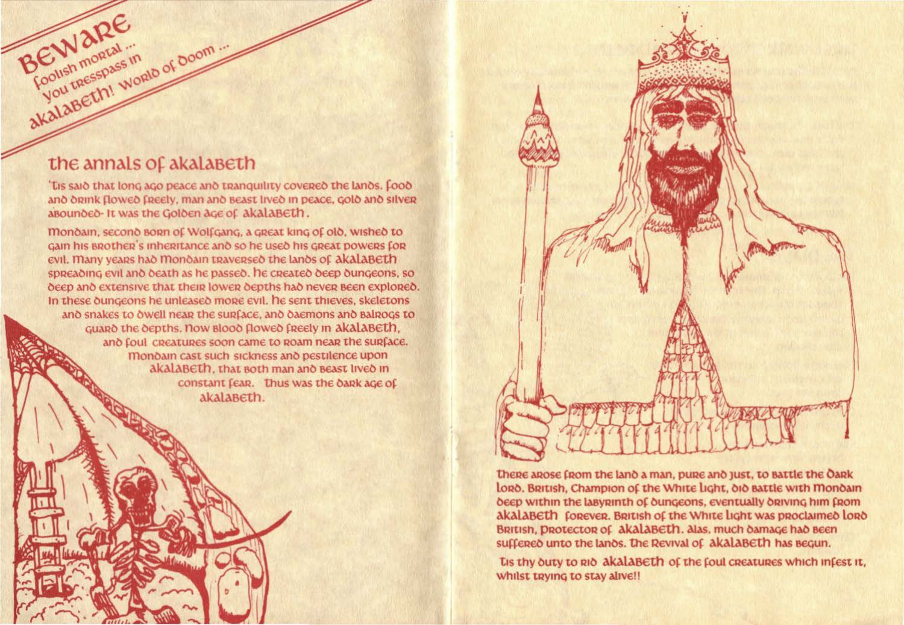**BEWARE**
foolish mortal ...
you tresspass in
akalabeth! World of doom ...

## the annals of akalabeth

'Tis said that long ago peace and tranquility covered the lands. Food and drink flowed freely, man and beast lived in peace, gold and silver abounded- It was the Golden Age of akalabeth.

Mondain, second born of Wolfgang, a great king of old, wished to gain his brother's inheritance and so he used his great powers for evil. Many years had Mondain traversed the lands of akalabeth spreading evil and death as he passed. He created deep dungeons, so deep and extensive that their lower depths had never been explored. In these dungeons he unleased more evil. He sent thieves, skeletons and snakes to dwell near the surface, and daemons and balrogs to guard the depths. Now blood flowed freely in akalabeth, and foul creatures soon came to roam near the surface. Mondain cast such sickness and pestilence upon akalabeth, that both man and beast lived in constant fear. Thus was the dark age of akalabeth.

There arose from the land a man, pure and just, to battle the Dark Lord. British, Champion of the White Light, did battle with Mondain deep within the labyrinth of dungeons, eventually driving him from akalabeth forever. British of the White Light was proclaimed Lord British, Protector of akalabeth. Alas, much damage had been suffered unto the lands. The Revival of akalabeth has begun.

Tis thy duty to rid akalabeth of the foul creatures which infest it, whilst trying to stay alive!!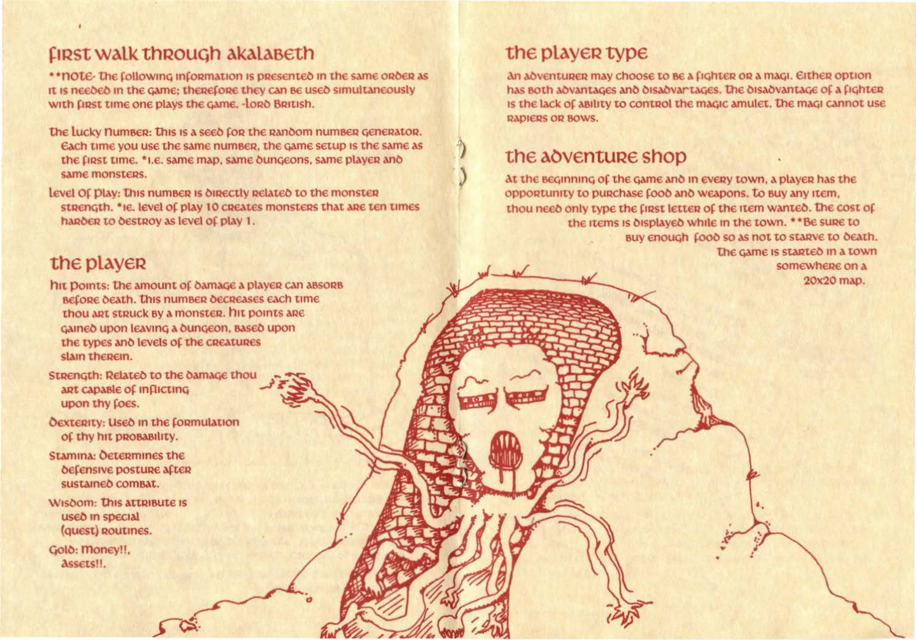## first walk through akalabeth

**note- The following information is presented in the same order as it is needed in the game; therefore they can be used simultaneously with first time one plays the game. -Lord British.

The Lucky Number: This is a seed for the random number generator. Each time you use the same number, the game setup is the same as the first time. *i.e. same map, same dungeons, same player and same monsters.

Level Of Play: This number is directly related to the monster strength. *ie. level of play 10 creates monsters that are ten times harder to destroy as level of play 1.

## the player

Hit Points: The amount of damage a player can absorb before death. This number decreases each time thou art struck by a monster. Hit points are gained upon leaving a dungeon, based upon the types and levels of the creatures slain therein.

Strength: Related to the damage thou art capable of inflicting upon thy foes.

Dexterity: Used in the formulation of thy hit probability.

Stamina: Determines the defensive posture after sustained combat.

Wisdom: This attribute is used in special (quest) routines.

Gold: Money!!, Assets!!.

## the player type

An adventurer may choose to be a fighter or a magi. Either option has both advantages and disadvartages. The disadvantage of a fighter is the lack of ability to control the magic amulet. The magi cannot use rapiers or bows.

## the adventure shop

At the beginning of the game and in every town, a player has the opportunity to purchase food and weapons. To buy any item, thou need only type the first letter of the item wanted. The cost of the items is displayed while in the town. **Be sure to buy enough food so as not to starve to death. The game is started in a town somewhere on a 20x20 map.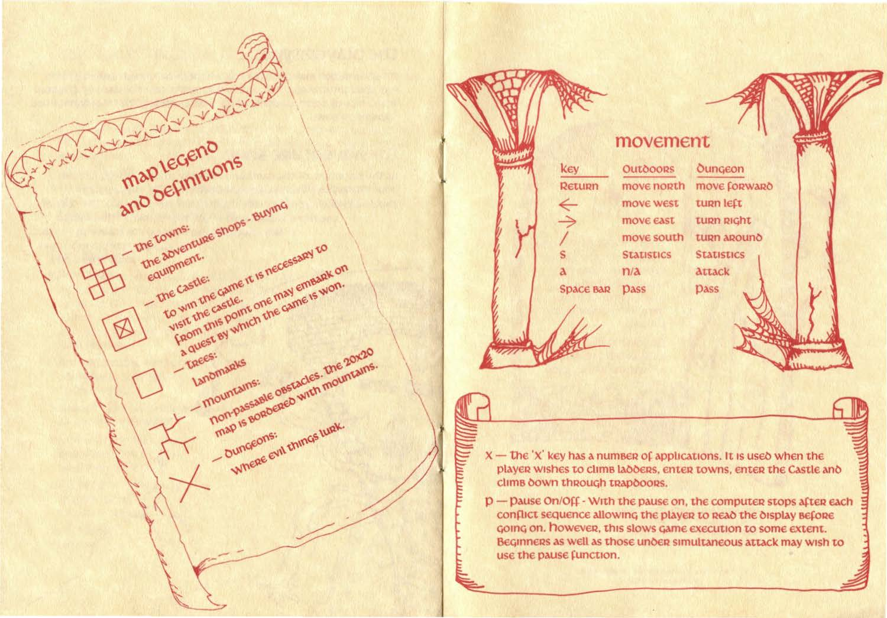## Map Legend and Definitions

- **The Towns:** The adventure shops - Buying equipment.
- **The Castle:** To win the game it is necessary to visit the castle. From this point one may embark on a quest by which the game is won.
- **Trees:** Landmarks
- **Mountains:** Non-passable obstacles. The 20x20 map is bordered with mountains.
- **Dungeons:** Where evil things lurk.

## Movement

| Key | Outdoors | Dungeon |
|---|---|---|
| Return | move north | move forward |
| ← | move west | turn left |
| → | move east | turn right |
| / | move south | turn around |
| S | Statistics | Statistics |
| A | n/a | attack |
| Space Bar | Pass | Pass |

X — The 'X' key has a number of applications. It is used when the player wishes to climb ladders, enter towns, enter the Castle and climb down through trapdoors.

P — Pause On/Off - With the pause on, the computer stops after each conflict sequence allowing the player to read the display before going on. However, this slows game execution to some extent. Beginners as well as those under simultaneous attack may wish to use the pause function.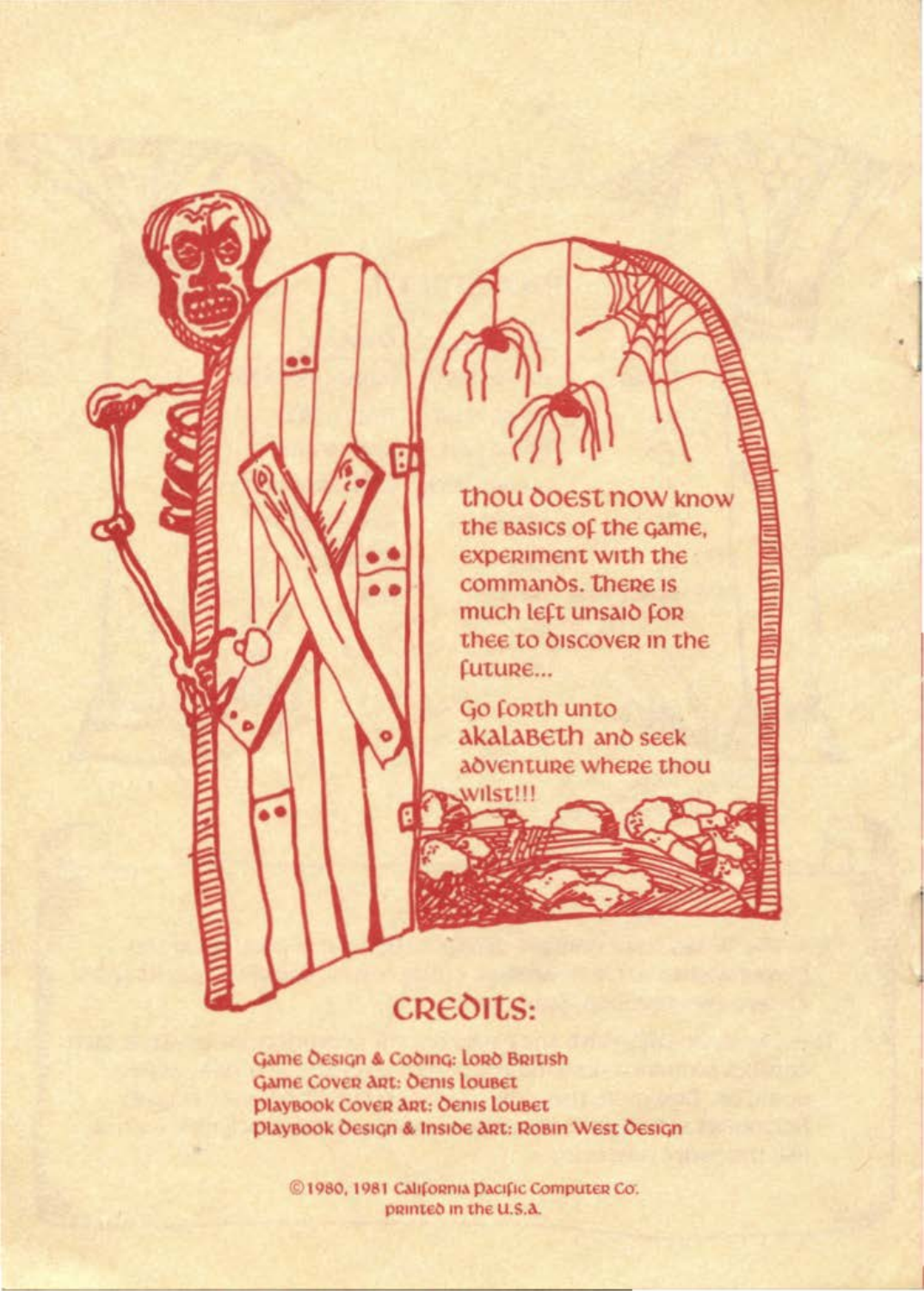Thou doest now know the basics of the game, experiment with the commands. There is much left unsaid for thee to discover in the future...

Go forth unto **Akalabeth** and seek adventure where thou wilst!!!

## Credits:

Game Design & Coding: Lord British
Game Cover Art: Denis Loubet
Playbook Cover Art: Denis Loubet
Playbook Design & Inside Art: Robin West Design

©1980, 1981 California Pacific Computer Co.
Printed in the U.S.A.